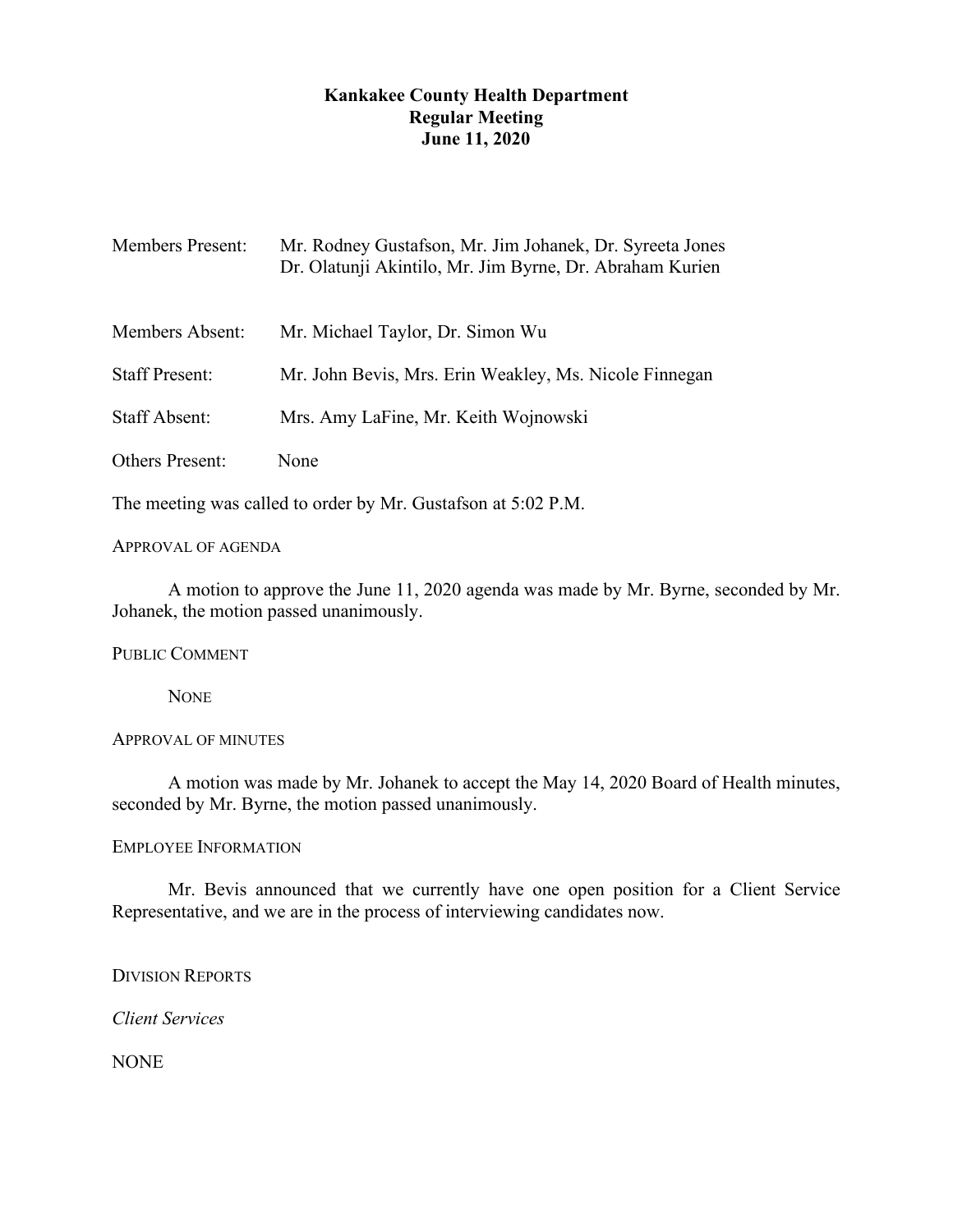**Kankakee County Health Department**
**Regular Meeting**
**June 11, 2020**

| | |
|---|---|
| Members Present: | Mr. Rodney Gustafson, Mr. Jim Johanek, Dr. Syreeta Jones Dr. Olatunji Akintilo, Mr. Jim Byrne, Dr. Abraham Kurien |
| Members Absent: | Mr. Michael Taylor, Dr. Simon Wu |
| Staff Present: | Mr. John Bevis, Mrs. Erin Weakley, Ms. Nicole Finnegan |
| Staff Absent: | Mrs. Amy LaFine, Mr. Keith Wojnowski |
| Others Present: | None |

The meeting was called to order by Mr. Gustafson at 5:02 P.M.

APPROVAL OF AGENDA

A motion to approve the June 11, 2020 agenda was made by Mr. Byrne, seconded by Mr. Johanek, the motion passed unanimously.

PUBLIC COMMENT

NONE

APPROVAL OF MINUTES

A motion was made by Mr. Johanek to accept the May 14, 2020 Board of Health minutes, seconded by Mr. Byrne, the motion passed unanimously.

EMPLOYEE INFORMATION

Mr. Bevis announced that we currently have one open position for a Client Service Representative, and we are in the process of interviewing candidates now.

DIVISION REPORTS

*Client Services*

NONE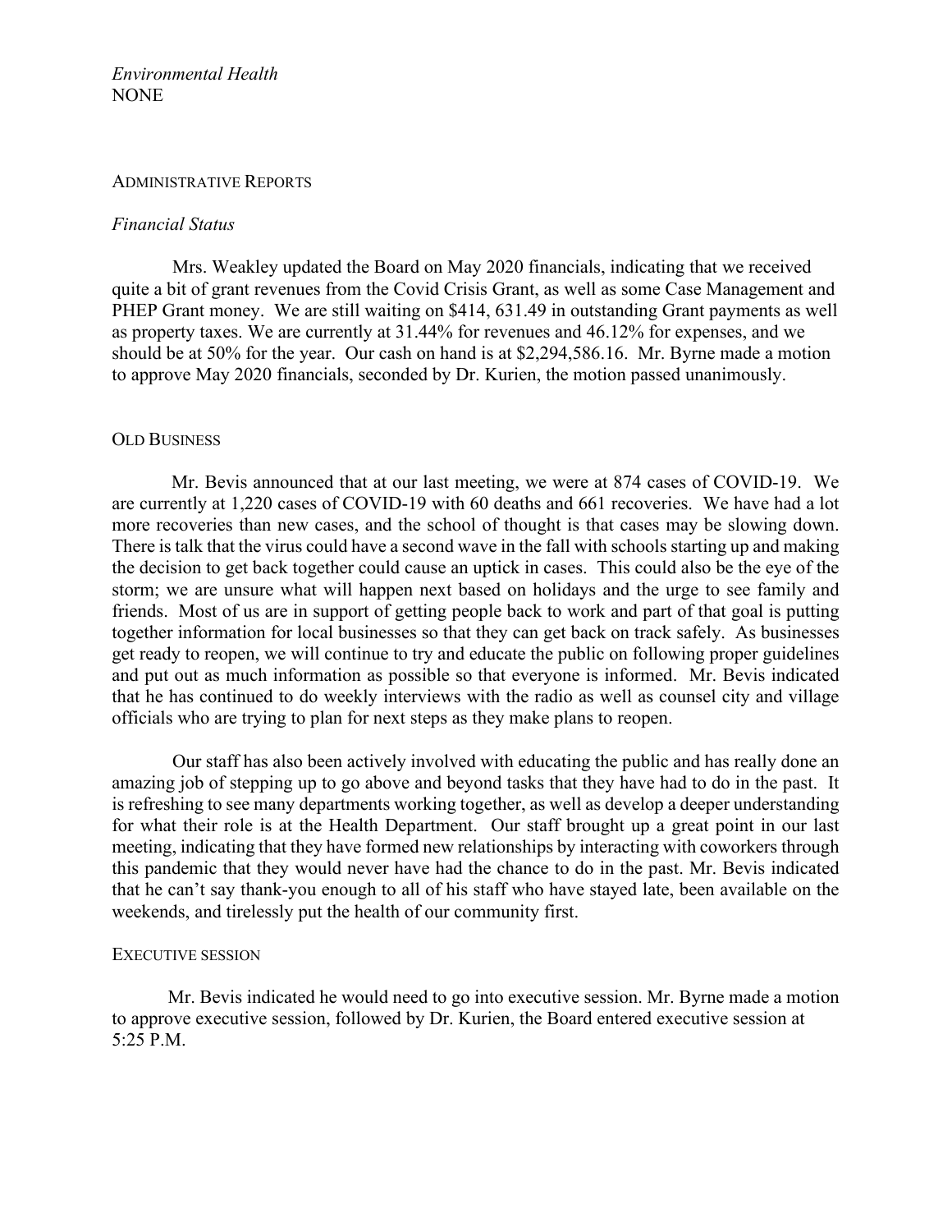*Environmental Health*
NONE

## ADMINISTRATIVE REPORTS

*Financial Status*

Mrs. Weakley updated the Board on May 2020 financials, indicating that we received quite a bit of grant revenues from the Covid Crisis Grant, as well as some Case Management and PHEP Grant money. We are still waiting on $414, 631.49 in outstanding Grant payments as well as property taxes. We are currently at 31.44% for revenues and 46.12% for expenses, and we should be at 50% for the year. Our cash on hand is at $2,294,586.16. Mr. Byrne made a motion to approve May 2020 financials, seconded by Dr. Kurien, the motion passed unanimously.

## OLD BUSINESS

Mr. Bevis announced that at our last meeting, we were at 874 cases of COVID-19. We are currently at 1,220 cases of COVID-19 with 60 deaths and 661 recoveries. We have had a lot more recoveries than new cases, and the school of thought is that cases may be slowing down. There is talk that the virus could have a second wave in the fall with schools starting up and making the decision to get back together could cause an uptick in cases. This could also be the eye of the storm; we are unsure what will happen next based on holidays and the urge to see family and friends. Most of us are in support of getting people back to work and part of that goal is putting together information for local businesses so that they can get back on track safely. As businesses get ready to reopen, we will continue to try and educate the public on following proper guidelines and put out as much information as possible so that everyone is informed. Mr. Bevis indicated that he has continued to do weekly interviews with the radio as well as counsel city and village officials who are trying to plan for next steps as they make plans to reopen.

Our staff has also been actively involved with educating the public and has really done an amazing job of stepping up to go above and beyond tasks that they have had to do in the past. It is refreshing to see many departments working together, as well as develop a deeper understanding for what their role is at the Health Department. Our staff brought up a great point in our last meeting, indicating that they have formed new relationships by interacting with coworkers through this pandemic that they would never have had the chance to do in the past. Mr. Bevis indicated that he can't say thank-you enough to all of his staff who have stayed late, been available on the weekends, and tirelessly put the health of our community first.

## EXECUTIVE SESSION

Mr. Bevis indicated he would need to go into executive session. Mr. Byrne made a motion to approve executive session, followed by Dr. Kurien, the Board entered executive session at 5:25 P.M.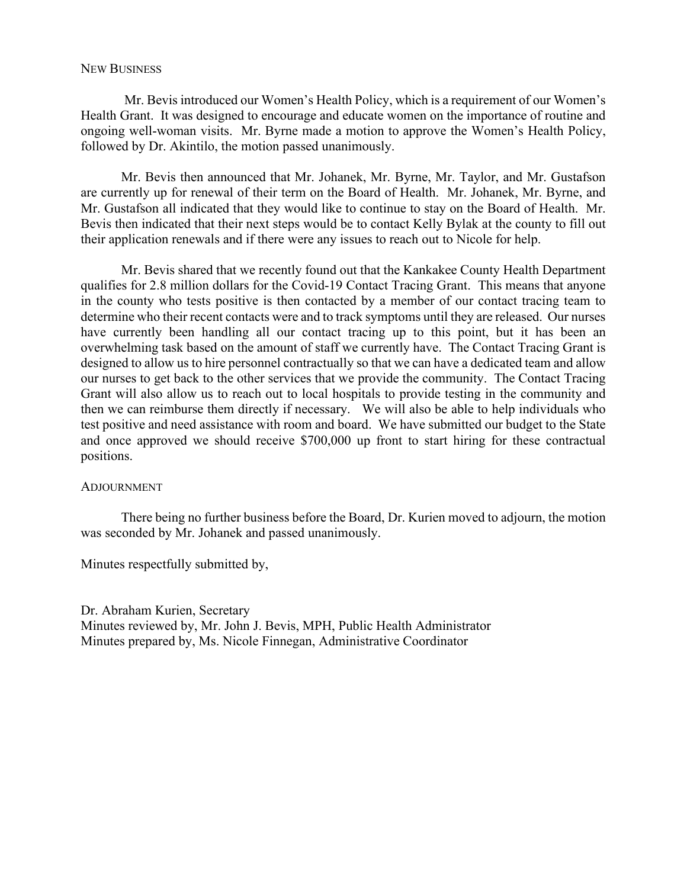## NEW BUSINESS

Mr. Bevis introduced our Women's Health Policy, which is a requirement of our Women's Health Grant. It was designed to encourage and educate women on the importance of routine and ongoing well-woman visits. Mr. Byrne made a motion to approve the Women's Health Policy, followed by Dr. Akintilo, the motion passed unanimously.

Mr. Bevis then announced that Mr. Johanek, Mr. Byrne, Mr. Taylor, and Mr. Gustafson are currently up for renewal of their term on the Board of Health. Mr. Johanek, Mr. Byrne, and Mr. Gustafson all indicated that they would like to continue to stay on the Board of Health. Mr. Bevis then indicated that their next steps would be to contact Kelly Bylak at the county to fill out their application renewals and if there were any issues to reach out to Nicole for help.

Mr. Bevis shared that we recently found out that the Kankakee County Health Department qualifies for 2.8 million dollars for the Covid-19 Contact Tracing Grant. This means that anyone in the county who tests positive is then contacted by a member of our contact tracing team to determine who their recent contacts were and to track symptoms until they are released. Our nurses have currently been handling all our contact tracing up to this point, but it has been an overwhelming task based on the amount of staff we currently have. The Contact Tracing Grant is designed to allow us to hire personnel contractually so that we can have a dedicated team and allow our nurses to get back to the other services that we provide the community. The Contact Tracing Grant will also allow us to reach out to local hospitals to provide testing in the community and then we can reimburse them directly if necessary. We will also be able to help individuals who test positive and need assistance with room and board. We have submitted our budget to the State and once approved we should receive $700,000 up front to start hiring for these contractual positions.

## ADJOURNMENT

There being no further business before the Board, Dr. Kurien moved to adjourn, the motion was seconded by Mr. Johanek and passed unanimously.

Minutes respectfully submitted by,

Dr. Abraham Kurien, Secretary
Minutes reviewed by, Mr. John J. Bevis, MPH, Public Health Administrator
Minutes prepared by, Ms. Nicole Finnegan, Administrative Coordinator